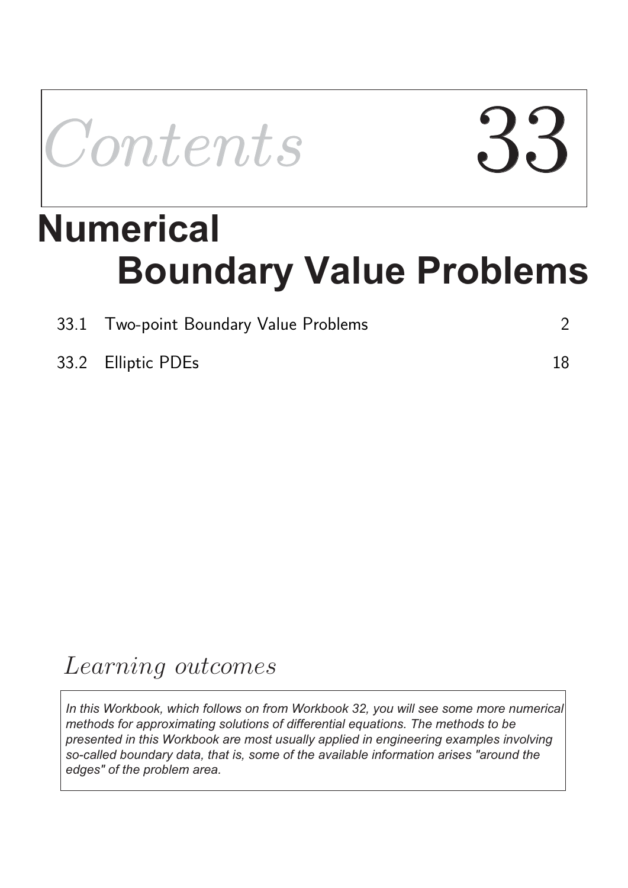# Contents 33

# Numerical Boundary Value Problems

| | | |
|---|---|---|
| 33.1 | Two-point Boundary Value Problems | 2 |
| 33.2 | Elliptic PDEs | 18 |

## Learning outcomes

*In this Workbook, which follows on from Workbook 32, you will see some more numerical methods for approximating solutions of differential equations. The methods to be presented in this Workbook are most usually applied in engineering examples involving so-called boundary data, that is, some of the available information arises "around the edges" of the problem area.*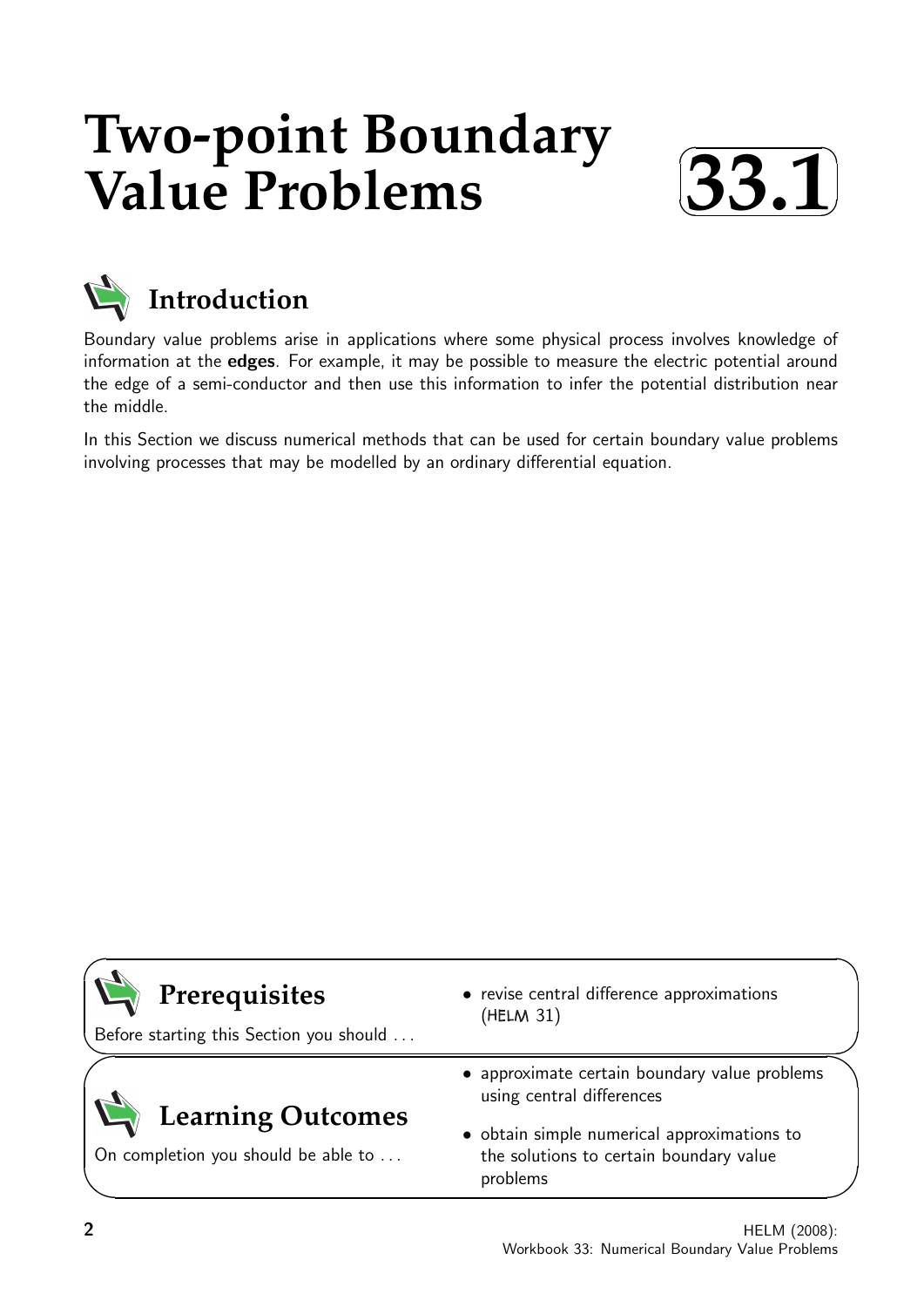# Two-point Boundary Value Problems

**33.1**

## Introduction

Boundary value problems arise in applications where some physical process involves knowledge of information at the **edges**. For example, it may be possible to measure the electric potential around the edge of a semi-conductor and then use this information to infer the potential distribution near the middle.

In this Section we discuss numerical methods that can be used for certain boundary value problems involving processes that may be modelled by an ordinary differential equation.

## Prerequisites

Before starting this Section you should ...

- revise central difference approximations (HELM 31)

## Learning Outcomes

On completion you should be able to ...

- approximate certain boundary value problems using central differences
- obtain simple numerical approximations to the solutions to certain boundary value problems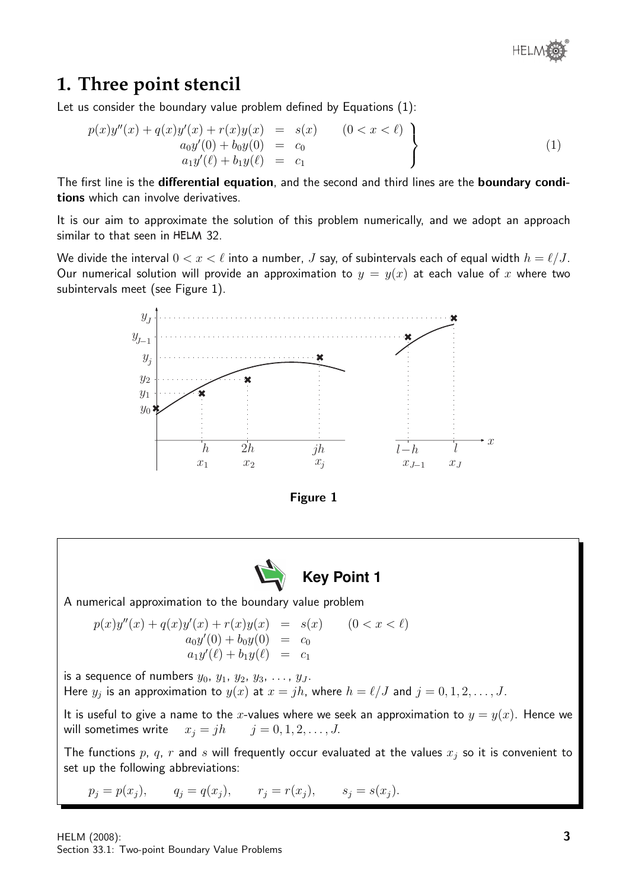## 1. Three point stencil

Let us consider the boundary value problem defined by Equations (1):

$$\left.\begin{array}{rcll} p(x)y''(x) + q(x)y'(x) + r(x)y(x) & = & s(x) & (0 < x < \ell) \\ a_0 y'(0) + b_0 y(0) & = & c_0 & \\ a_1 y'(\ell) + b_1 y(\ell) & = & c_1 & \end{array}\right\} \qquad (1)$$

The first line is the **differential equation**, and the second and third lines are the **boundary conditions** which can involve derivatives.

It is our aim to approximate the solution of this problem numerically, and we adopt an approach similar to that seen in HELM 32.

We divide the interval $0 < x < \ell$ into a number, $J$ say, of subintervals each of equal width $h = \ell/J$. Our numerical solution will provide an approximation to $y = y(x)$ at each value of $x$ where two subintervals meet (see Figure 1).

**Figure 1**

### Key Point 1

A numerical approximation to the boundary value problem

$$\begin{array}{rcll} p(x)y''(x) + q(x)y'(x) + r(x)y(x) & = & s(x) & (0 < x < \ell) \\ a_0 y'(0) + b_0 y(0) & = & c_0 & \\ a_1 y'(\ell) + b_1 y(\ell) & = & c_1 & \end{array}$$

is a sequence of numbers $y_0, y_1, y_2, y_3, \ldots, y_J$.
Here $y_j$ is an approximation to $y(x)$ at $x = jh$, where $h = \ell/J$ and $j = 0, 1, 2, \ldots, J$.

It is useful to give a name to the $x$-values where we seek an approximation to $y = y(x)$. Hence we will sometimes write $\quad x_j = jh \qquad j = 0, 1, 2, \ldots, J.$

The functions $p$, $q$, $r$ and $s$ will frequently occur evaluated at the values $x_j$ so it is convenient to set up the following abbreviations:

$$p_j = p(x_j), \qquad q_j = q(x_j), \qquad r_j = r(x_j), \qquad s_j = s(x_j).$$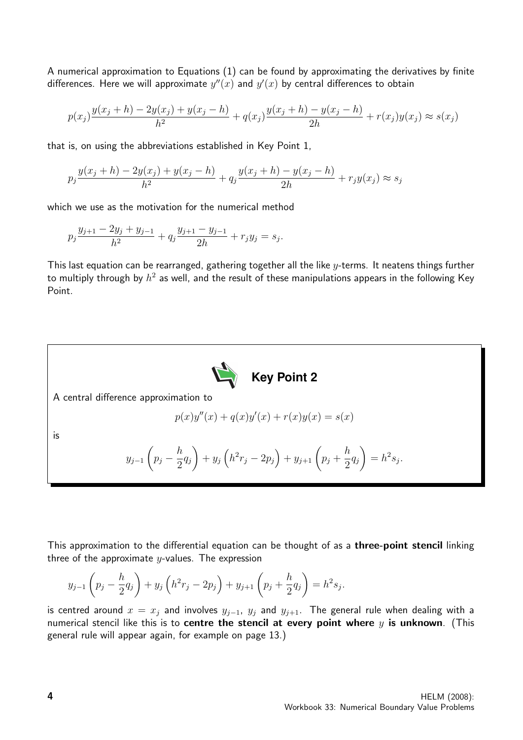A numerical approximation to Equations (1) can be found by approximating the derivatives by finite differences. Here we will approximate $y''(x)$ and $y'(x)$ by central differences to obtain

$$p(x_j)\frac{y(x_j+h)-2y(x_j)+y(x_j-h)}{h^2}+q(x_j)\frac{y(x_j+h)-y(x_j-h)}{2h}+r(x_j)y(x_j)\approx s(x_j)$$

that is, on using the abbreviations established in Key Point 1,

$$p_j\frac{y(x_j+h)-2y(x_j)+y(x_j-h)}{h^2}+q_j\frac{y(x_j+h)-y(x_j-h)}{2h}+r_jy(x_j)\approx s_j$$

which we use as the motivation for the numerical method

$$p_j\frac{y_{j+1}-2y_j+y_{j-1}}{h^2}+q_j\frac{y_{j+1}-y_{j-1}}{2h}+r_jy_j=s_j.$$

This last equation can be rearranged, gathering together all the like $y$-terms. It neatens things further to multiply through by $h^2$ as well, and the result of these manipulations appears in the following Key Point.

**Key Point 2**

A central difference approximation to

$$p(x)y''(x)+q(x)y'(x)+r(x)y(x)=s(x)$$

is

$$y_{j-1}\left(p_j-\frac{h}{2}q_j\right)+y_j\left(h^2r_j-2p_j\right)+y_{j+1}\left(p_j+\frac{h}{2}q_j\right)=h^2s_j.$$

This approximation to the differential equation can be thought of as a **three-point stencil** linking three of the approximate $y$-values. The expression

$$y_{j-1}\left(p_j-\frac{h}{2}q_j\right)+y_j\left(h^2r_j-2p_j\right)+y_{j+1}\left(p_j+\frac{h}{2}q_j\right)=h^2s_j.$$

is centred around $x=x_j$ and involves $y_{j-1}$, $y_j$ and $y_{j+1}$. The general rule when dealing with a numerical stencil like this is to **centre the stencil at every point where $y$ is unknown**. (This general rule will appear again, for example on page 13.)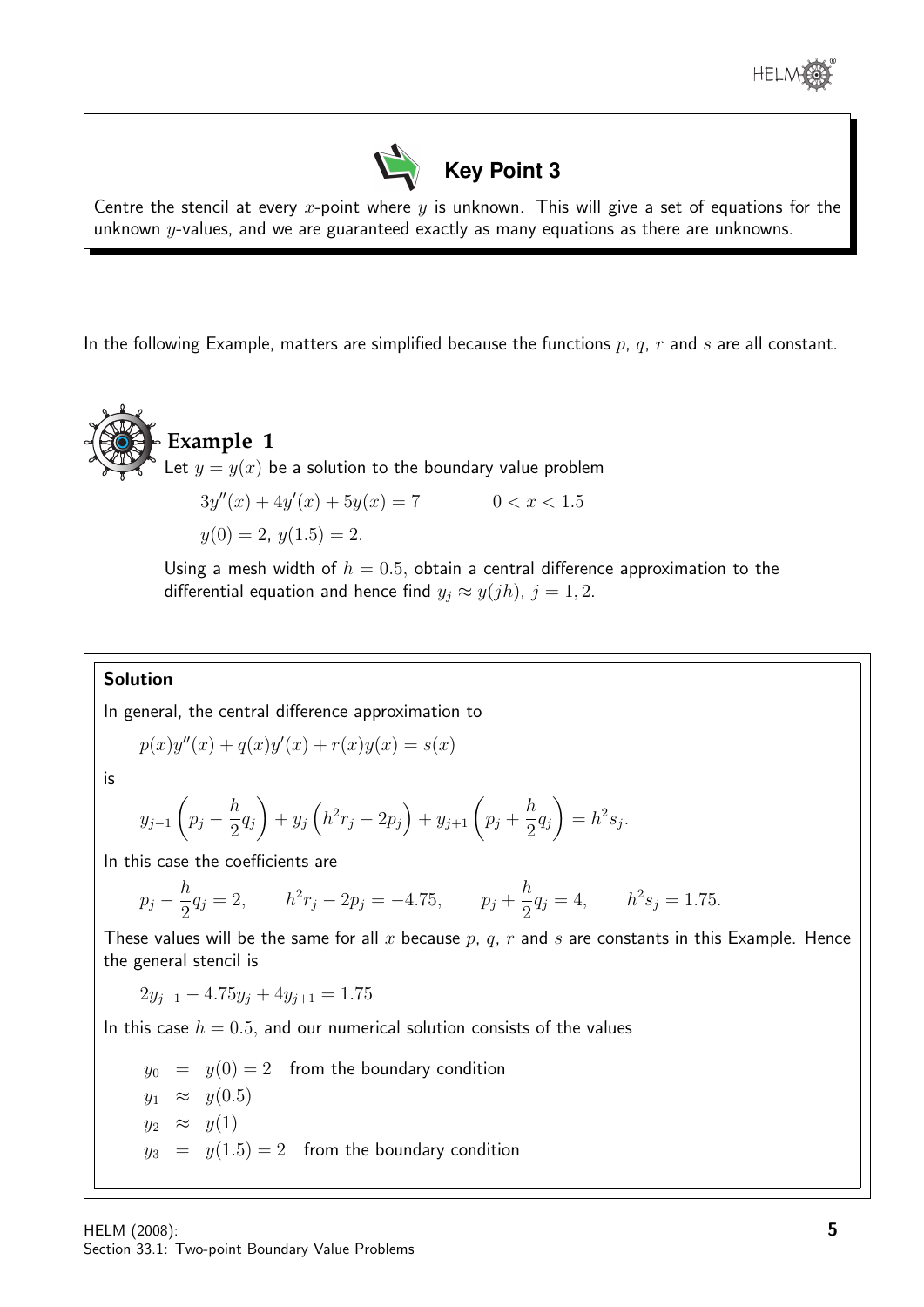### Key Point 3

Centre the stencil at every $x$-point where $y$ is unknown. This will give a set of equations for the unknown $y$-values, and we are guaranteed exactly as many equations as there are unknowns.

In the following Example, matters are simplified because the functions $p$, $q$, $r$ and $s$ are all constant.

### Example 1

Let $y = y(x)$ be a solution to the boundary value problem

$$3y''(x) + 4y'(x) + 5y(x) = 7 \qquad 0 < x < 1.5$$

$$y(0) = 2,\ y(1.5) = 2.$$

Using a mesh width of $h = 0.5$, obtain a central difference approximation to the differential equation and hence find $y_j \approx y(jh)$, $j = 1, 2$.

**Solution**

In general, the central difference approximation to

$$p(x)y''(x) + q(x)y'(x) + r(x)y(x) = s(x)$$

is

$$y_{j-1}\left(p_j - \frac{h}{2}q_j\right) + y_j\left(h^2 r_j - 2p_j\right) + y_{j+1}\left(p_j + \frac{h}{2}q_j\right) = h^2 s_j.$$

In this case the coefficients are

$$p_j - \frac{h}{2}q_j = 2, \qquad h^2 r_j - 2p_j = -4.75, \qquad p_j + \frac{h}{2}q_j = 4, \qquad h^2 s_j = 1.75.$$

These values will be the same for all $x$ because $p$, $q$, $r$ and $s$ are constants in this Example. Hence the general stencil is

$$2y_{j-1} - 4.75y_j + 4y_{j+1} = 1.75$$

In this case $h = 0.5$, and our numerical solution consists of the values

$$\begin{aligned}
y_0 &= y(0) = 2 \quad \text{from the boundary condition} \\
y_1 &\approx y(0.5) \\
y_2 &\approx y(1) \\
y_3 &= y(1.5) = 2 \quad \text{from the boundary condition}
\end{aligned}$$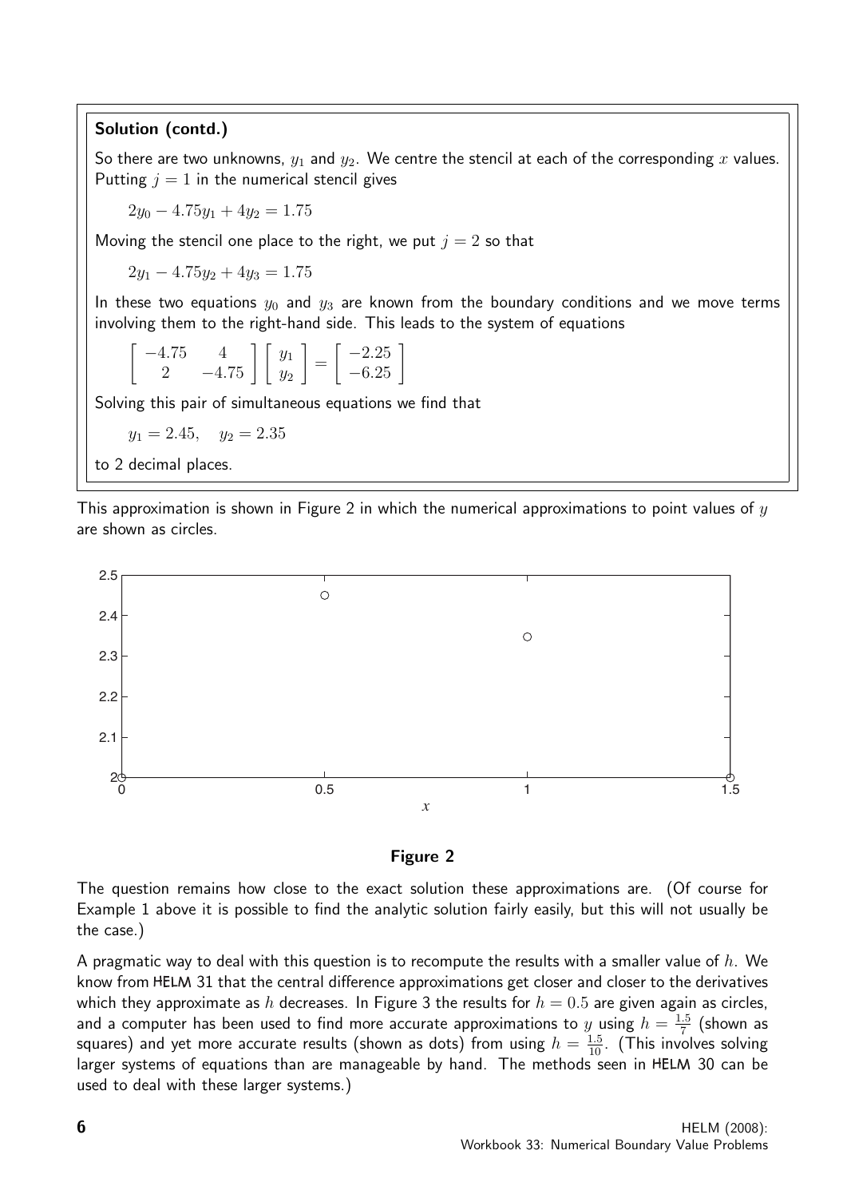**Solution (contd.)**

So there are two unknowns, $y_1$ and $y_2$. We centre the stencil at each of the corresponding $x$ values. Putting $j = 1$ in the numerical stencil gives

$$2y_0 - 4.75y_1 + 4y_2 = 1.75$$

Moving the stencil one place to the right, we put $j = 2$ so that

$$2y_1 - 4.75y_2 + 4y_3 = 1.75$$

In these two equations $y_0$ and $y_3$ are known from the boundary conditions and we move terms involving them to the right-hand side. This leads to the system of equations

$$\begin{bmatrix} -4.75 & 4 \\ 2 & -4.75 \end{bmatrix} \begin{bmatrix} y_1 \\ y_2 \end{bmatrix} = \begin{bmatrix} -2.25 \\ -6.25 \end{bmatrix}$$

Solving this pair of simultaneous equations we find that

$$y_1 = 2.45, \quad y_2 = 2.35$$

to 2 decimal places.

This approximation is shown in Figure 2 in which the numerical approximations to point values of $y$ are shown as circles.

**Figure 2**

The question remains how close to the exact solution these approximations are. (Of course for Example 1 above it is possible to find the analytic solution fairly easily, but this will not usually be the case.)

A pragmatic way to deal with this question is to recompute the results with a smaller value of $h$. We know from HELM 31 that the central difference approximations get closer and closer to the derivatives which they approximate as $h$ decreases. In Figure 3 the results for $h = 0.5$ are given again as circles, and a computer has been used to find more accurate approximations to $y$ using $h = \frac{1.5}{7}$ (shown as squares) and yet more accurate results (shown as dots) from using $h = \frac{1.5}{10}$. (This involves solving larger systems of equations than are manageable by hand. The methods seen in HELM 30 can be used to deal with these larger systems.)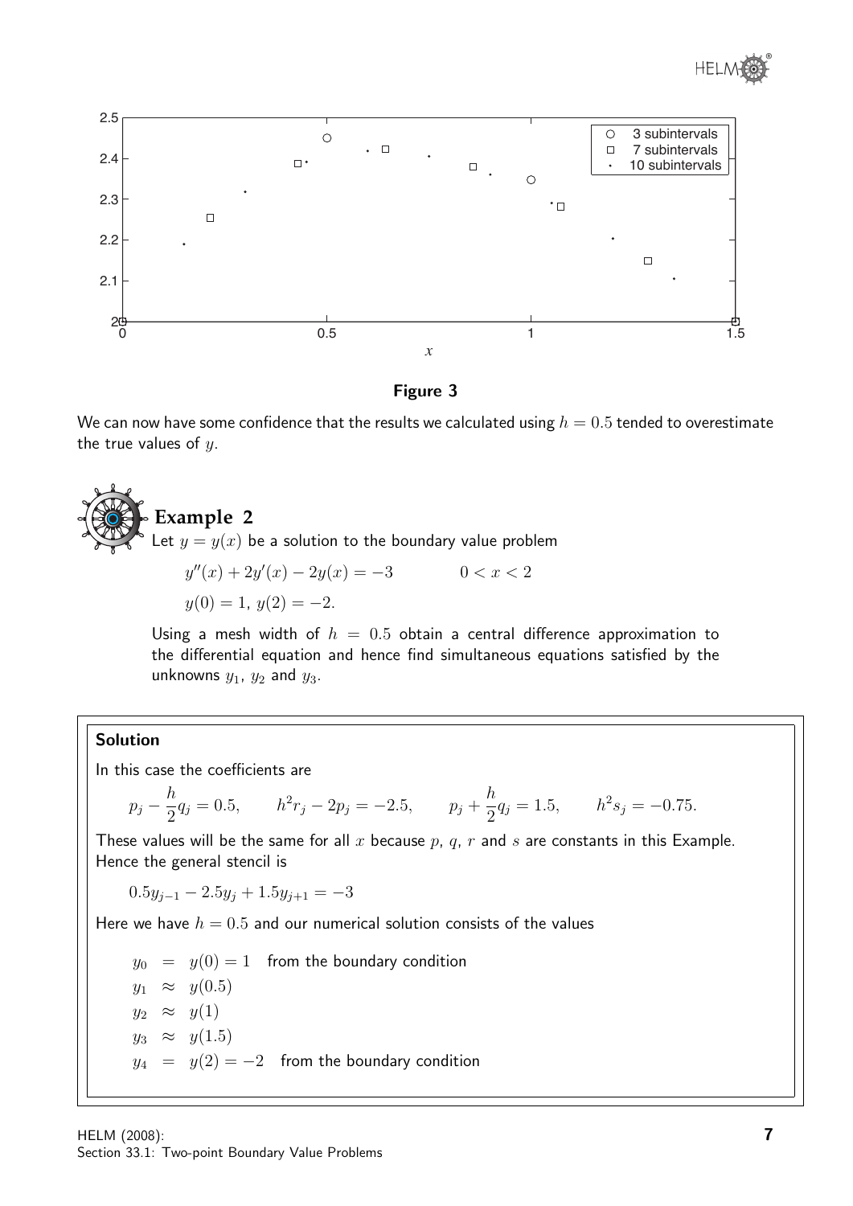Figure 3

We can now have some confidence that the results we calculated using $h = 0.5$ tended to overestimate the true values of $y$.

## Example 2

Let $y = y(x)$ be a solution to the boundary value problem

$$y''(x) + 2y'(x) - 2y(x) = -3 \qquad 0 < x < 2$$
$$y(0) = 1,\ y(2) = -2.$$

Using a mesh width of $h = 0.5$ obtain a central difference approximation to the differential equation and hence find simultaneous equations satisfied by the unknowns $y_1$, $y_2$ and $y_3$.

**Solution**

In this case the coefficients are

$$p_j - \frac{h}{2}q_j = 0.5, \qquad h^2 r_j - 2p_j = -2.5, \qquad p_j + \frac{h}{2}q_j = 1.5, \qquad h^2 s_j = -0.75.$$

These values will be the same for all $x$ because $p$, $q$, $r$ and $s$ are constants in this Example. Hence the general stencil is

$$0.5y_{j-1} - 2.5y_j + 1.5y_{j+1} = -3$$

Here we have $h = 0.5$ and our numerical solution consists of the values

$$\begin{aligned}
y_0 &= y(0) = 1 \quad \text{from the boundary condition}\\
y_1 &\approx y(0.5)\\
y_2 &\approx y(1)\\
y_3 &\approx y(1.5)\\
y_4 &= y(2) = -2 \quad \text{from the boundary condition}
\end{aligned}$$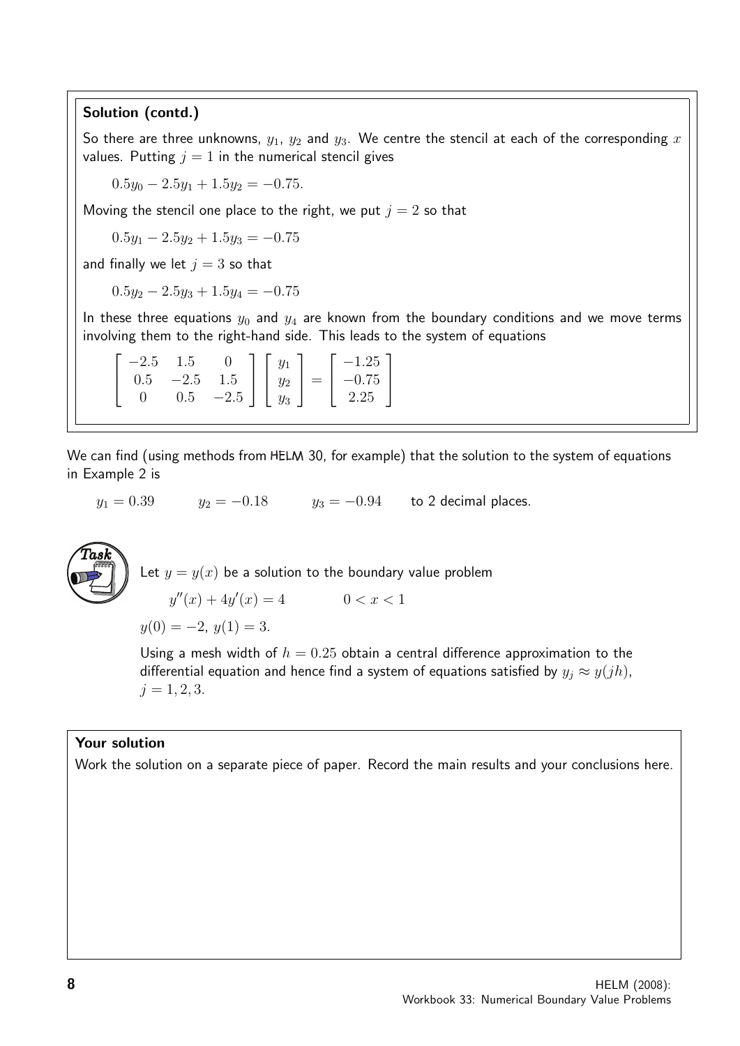**Solution (contd.)**

So there are three unknowns, $y_1$, $y_2$ and $y_3$. We centre the stencil at each of the corresponding $x$ values. Putting $j = 1$ in the numerical stencil gives

$$0.5y_0 - 2.5y_1 + 1.5y_2 = -0.75.$$

Moving the stencil one place to the right, we put $j = 2$ so that

$$0.5y_1 - 2.5y_2 + 1.5y_3 = -0.75$$

and finally we let $j = 3$ so that

$$0.5y_2 - 2.5y_3 + 1.5y_4 = -0.75$$

In these three equations $y_0$ and $y_4$ are known from the boundary conditions and we move terms involving them to the right-hand side. This leads to the system of equations

$$\begin{bmatrix} -2.5 & 1.5 & 0 \\ 0.5 & -2.5 & 1.5 \\ 0 & 0.5 & -2.5 \end{bmatrix} \begin{bmatrix} y_1 \\ y_2 \\ y_3 \end{bmatrix} = \begin{bmatrix} -1.25 \\ -0.75 \\ 2.25 \end{bmatrix}$$

We can find (using methods from HELM 30, for example) that the solution to the system of equations in Example 2 is

$$y_1 = 0.39 \qquad y_2 = -0.18 \qquad y_3 = -0.94 \qquad \text{to 2 decimal places.}$$

**Task**

Let $y = y(x)$ be a solution to the boundary value problem

$$y''(x) + 4y'(x) = 4 \qquad 0 < x < 1$$

$y(0) = -2$, $y(1) = 3$.

Using a mesh width of $h = 0.25$ obtain a central difference approximation to the differential equation and hence find a system of equations satisfied by $y_j \approx y(jh)$, $j = 1, 2, 3$.

**Your solution**

Work the solution on a separate piece of paper. Record the main results and your conclusions here.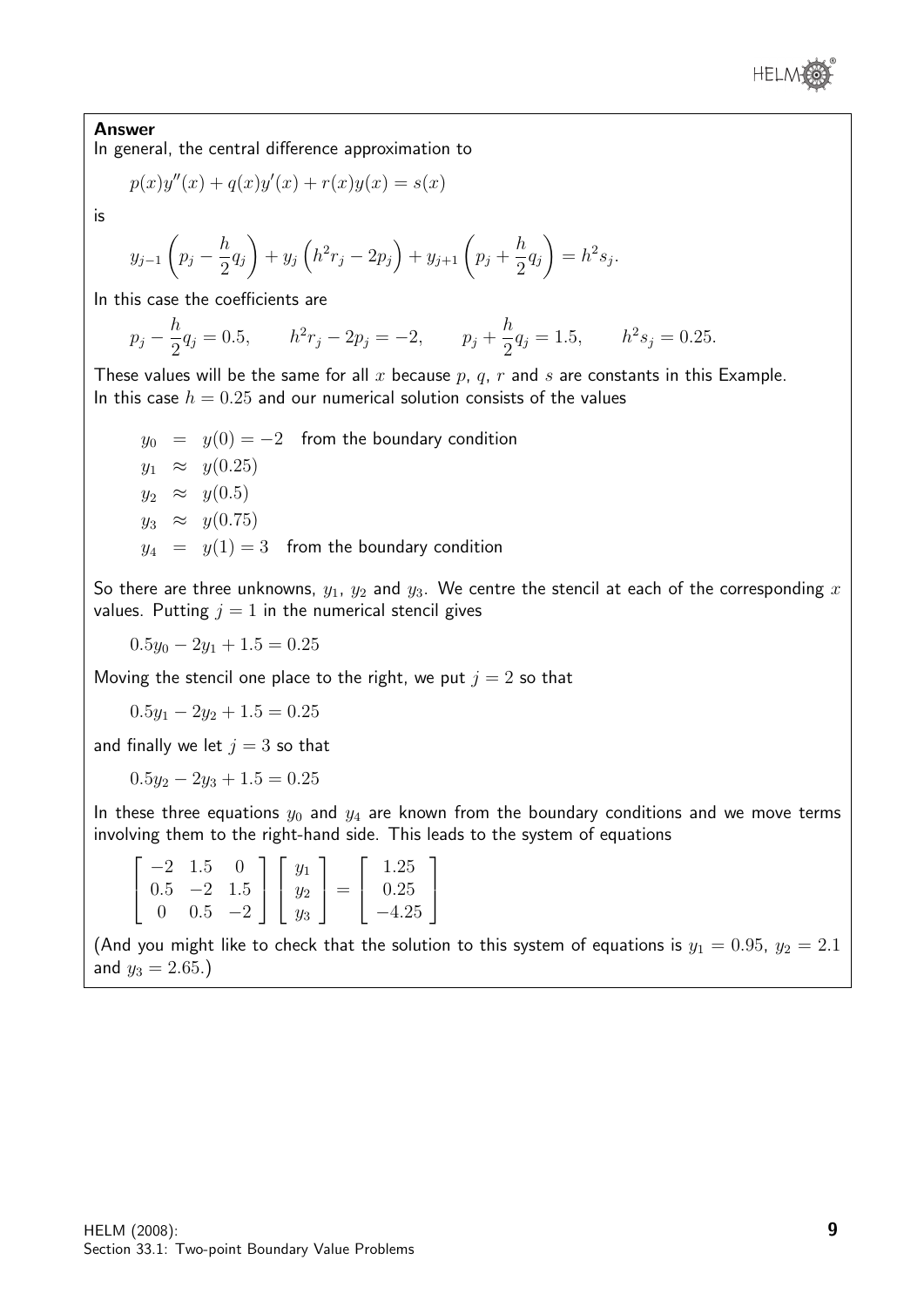**Answer**

In general, the central difference approximation to

$$p(x)y''(x) + q(x)y'(x) + r(x)y(x) = s(x)$$

is

$$y_{j-1}\left(p_j - \frac{h}{2}q_j\right) + y_j\left(h^2 r_j - 2p_j\right) + y_{j+1}\left(p_j + \frac{h}{2}q_j\right) = h^2 s_j.$$

In this case the coefficients are

$$p_j - \frac{h}{2}q_j = 0.5, \qquad h^2 r_j - 2p_j = -2, \qquad p_j + \frac{h}{2}q_j = 1.5, \qquad h^2 s_j = 0.25.$$

These values will be the same for all $x$ because $p$, $q$, $r$ and $s$ are constants in this Example.
In this case $h = 0.25$ and our numerical solution consists of the values

$$\begin{aligned}
y_0 &= y(0) = -2 \quad \text{from the boundary condition} \\
y_1 &\approx y(0.25) \\
y_2 &\approx y(0.5) \\
y_3 &\approx y(0.75) \\
y_4 &= y(1) = 3 \quad \text{from the boundary condition}
\end{aligned}$$

So there are three unknowns, $y_1$, $y_2$ and $y_3$. We centre the stencil at each of the corresponding $x$ values. Putting $j = 1$ in the numerical stencil gives

$$0.5y_0 - 2y_1 + 1.5 = 0.25$$

Moving the stencil one place to the right, we put $j = 2$ so that

$$0.5y_1 - 2y_2 + 1.5 = 0.25$$

and finally we let $j = 3$ so that

$$0.5y_2 - 2y_3 + 1.5 = 0.25$$

In these three equations $y_0$ and $y_4$ are known from the boundary conditions and we move terms involving them to the right-hand side. This leads to the system of equations

$$\begin{bmatrix} -2 & 1.5 & 0 \\ 0.5 & -2 & 1.5 \\ 0 & 0.5 & -2 \end{bmatrix} \begin{bmatrix} y_1 \\ y_2 \\ y_3 \end{bmatrix} = \begin{bmatrix} 1.25 \\ 0.25 \\ -4.25 \end{bmatrix}$$

(And you might like to check that the solution to this system of equations is $y_1 = 0.95$, $y_2 = 2.1$ and $y_3 = 2.65$.)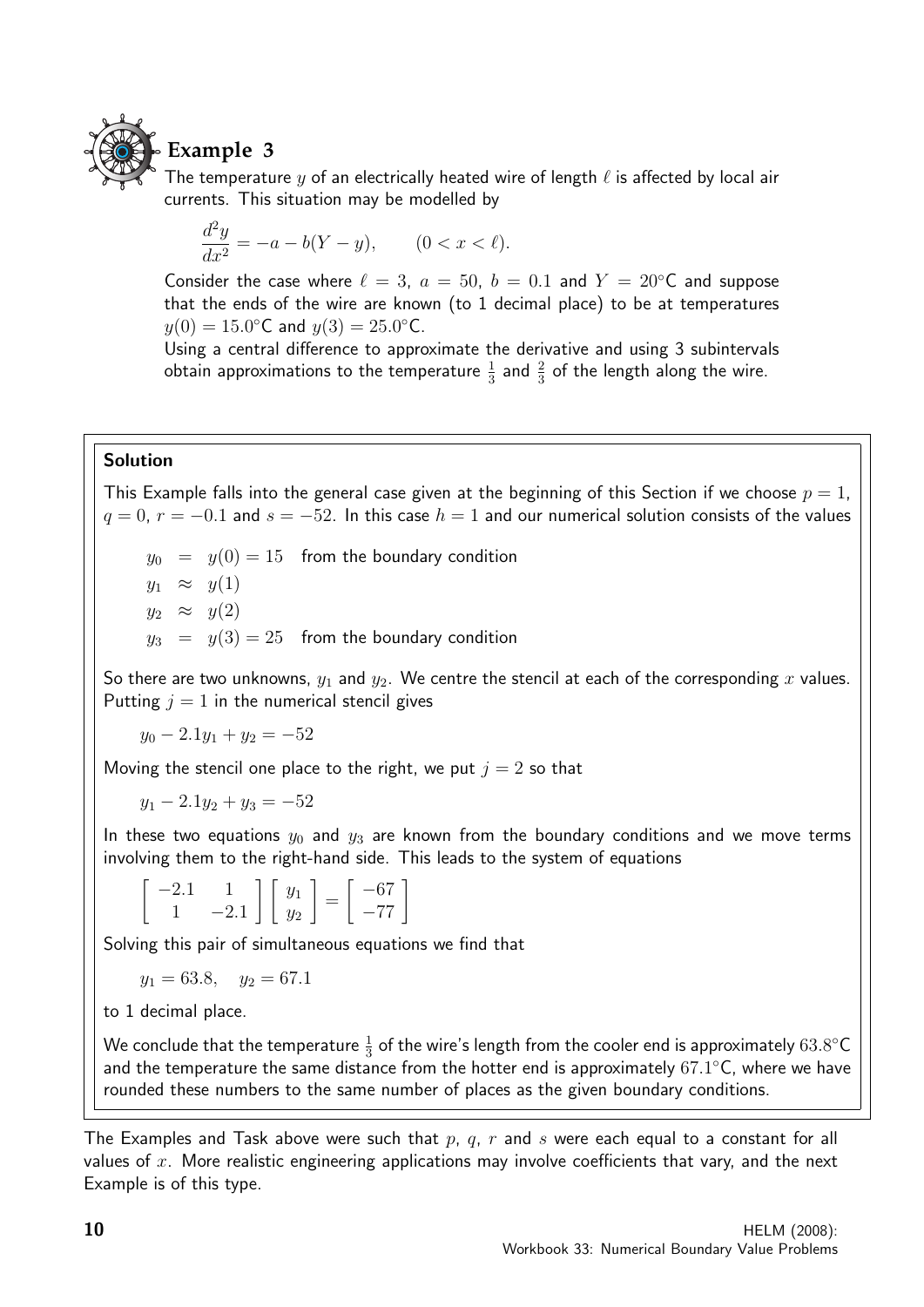## Example 3

The temperature $y$ of an electrically heated wire of length $\ell$ is affected by local air currents. This situation may be modelled by

$$\frac{d^2y}{dx^2} = -a - b(Y - y), \qquad (0 < x < \ell).$$

Consider the case where $\ell = 3$, $a = 50$, $b = 0.1$ and $Y = 20°$C and suppose that the ends of the wire are known (to 1 decimal place) to be at temperatures $y(0) = 15.0°$C and $y(3) = 25.0°$C.

Using a central difference to approximate the derivative and using 3 subintervals obtain approximations to the temperature $\frac{1}{3}$ and $\frac{2}{3}$ of the length along the wire.

**Solution**

This Example falls into the general case given at the beginning of this Section if we choose $p = 1$, $q = 0$, $r = -0.1$ and $s = -52$. In this case $h = 1$ and our numerical solution consists of the values

$$\begin{aligned}
y_0 &= y(0) = 15 \quad \text{from the boundary condition} \\
y_1 &\approx y(1) \\
y_2 &\approx y(2) \\
y_3 &= y(3) = 25 \quad \text{from the boundary condition}
\end{aligned}$$

So there are two unknowns, $y_1$ and $y_2$. We centre the stencil at each of the corresponding $x$ values. Putting $j = 1$ in the numerical stencil gives

$$y_0 - 2.1y_1 + y_2 = -52$$

Moving the stencil one place to the right, we put $j = 2$ so that

$$y_1 - 2.1y_2 + y_3 = -52$$

In these two equations $y_0$ and $y_3$ are known from the boundary conditions and we move terms involving them to the right-hand side. This leads to the system of equations

$$\begin{bmatrix} -2.1 & 1 \\ 1 & -2.1 \end{bmatrix} \begin{bmatrix} y_1 \\ y_2 \end{bmatrix} = \begin{bmatrix} -67 \\ -77 \end{bmatrix}$$

Solving this pair of simultaneous equations we find that

$$y_1 = 63.8, \quad y_2 = 67.1$$

to 1 decimal place.

We conclude that the temperature $\frac{1}{3}$ of the wire's length from the cooler end is approximately $63.8°$C and the temperature the same distance from the hotter end is approximately $67.1°$C, where we have rounded these numbers to the same number of places as the given boundary conditions.

The Examples and Task above were such that $p$, $q$, $r$ and $s$ were each equal to a constant for all values of $x$. More realistic engineering applications may involve coefficients that vary, and the next Example is of this type.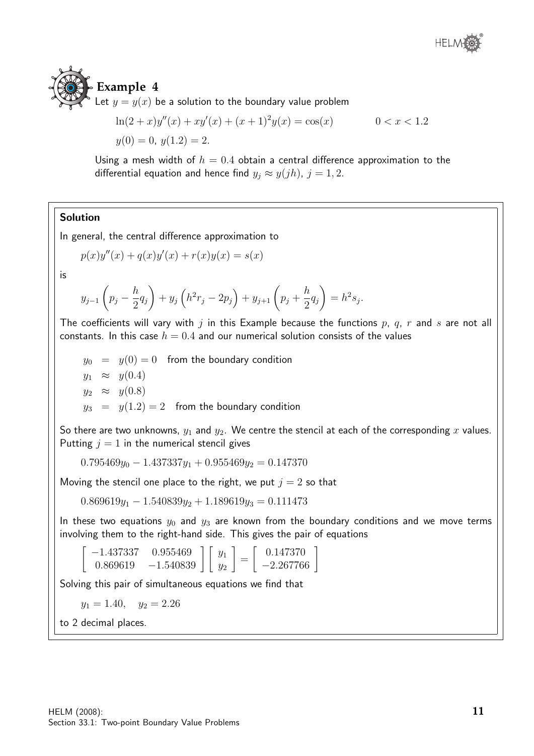## Example 4

Let $y = y(x)$ be a solution to the boundary value problem

$$\ln(2+x)y''(x) + xy'(x) + (x+1)^2 y(x) = \cos(x) \qquad 0 < x < 1.2$$

$$y(0) = 0, \; y(1.2) = 2.$$

Using a mesh width of $h = 0.4$ obtain a central difference approximation to the differential equation and hence find $y_j \approx y(jh)$, $j = 1, 2$.

### Solution

In general, the central difference approximation to

$$p(x)y''(x) + q(x)y'(x) + r(x)y(x) = s(x)$$

is

$$y_{j-1}\left(p_j - \frac{h}{2}q_j\right) + y_j\left(h^2 r_j - 2p_j\right) + y_{j+1}\left(p_j + \frac{h}{2}q_j\right) = h^2 s_j.$$

The coefficients will vary with $j$ in this Example because the functions $p$, $q$, $r$ and $s$ are not all constants. In this case $h = 0.4$ and our numerical solution consists of the values

$$\begin{aligned}
y_0 &= y(0) = 0 \quad \text{from the boundary condition} \\
y_1 &\approx y(0.4) \\
y_2 &\approx y(0.8) \\
y_3 &= y(1.2) = 2 \quad \text{from the boundary condition}
\end{aligned}$$

So there are two unknowns, $y_1$ and $y_2$. We centre the stencil at each of the corresponding $x$ values. Putting $j = 1$ in the numerical stencil gives

$$0.795469y_0 - 1.437337y_1 + 0.955469y_2 = 0.147370$$

Moving the stencil one place to the right, we put $j = 2$ so that

$$0.869619y_1 - 1.540839y_2 + 1.189619y_3 = 0.111473$$

In these two equations $y_0$ and $y_3$ are known from the boundary conditions and we move terms involving them to the right-hand side. This gives the pair of equations

$$\begin{bmatrix} -1.437337 & 0.955469 \\ 0.869619 & -1.540839 \end{bmatrix} \begin{bmatrix} y_1 \\ y_2 \end{bmatrix} = \begin{bmatrix} 0.147370 \\ -2.267766 \end{bmatrix}$$

Solving this pair of simultaneous equations we find that

$$y_1 = 1.40, \quad y_2 = 2.26$$

to 2 decimal places.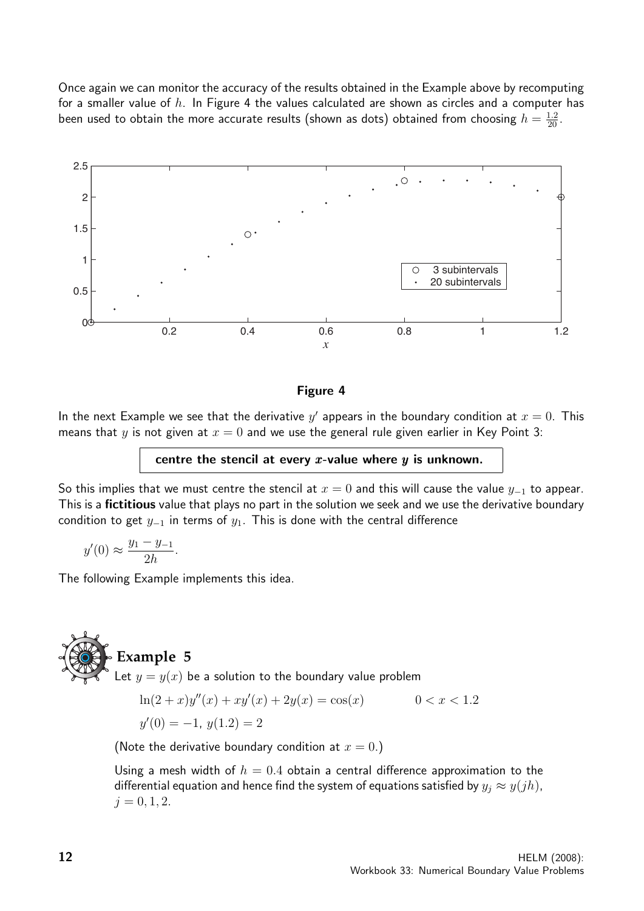Once again we can monitor the accuracy of the results obtained in the Example above by recomputing for a smaller value of $h$. In Figure 4 the values calculated are shown as circles and a computer has been used to obtain the more accurate results (shown as dots) obtained from choosing $h = \frac{1.2}{20}$.

**Figure 4**

In the next Example we see that the derivative $y'$ appears in the boundary condition at $x = 0$. This means that $y$ is not given at $x = 0$ and we use the general rule given earlier in Key Point 3:

**centre the stencil at every $x$-value where $y$ is unknown.**

So this implies that we must centre the stencil at $x = 0$ and this will cause the value $y_{-1}$ to appear. This is a **fictitious** value that plays no part in the solution we seek and we use the derivative boundary condition to get $y_{-1}$ in terms of $y_1$. This is done with the central difference

$$y'(0) \approx \frac{y_1 - y_{-1}}{2h}.$$

The following Example implements this idea.

## Example 5

Let $y = y(x)$ be a solution to the boundary value problem

$$\ln(2+x)y''(x) + xy'(x) + 2y(x) = \cos(x) \qquad 0 < x < 1.2$$

$$y'(0) = -1, \; y(1.2) = 2$$

(Note the derivative boundary condition at $x = 0$.)

Using a mesh width of $h = 0.4$ obtain a central difference approximation to the differential equation and hence find the system of equations satisfied by $y_j \approx y(jh)$, $j = 0, 1, 2$.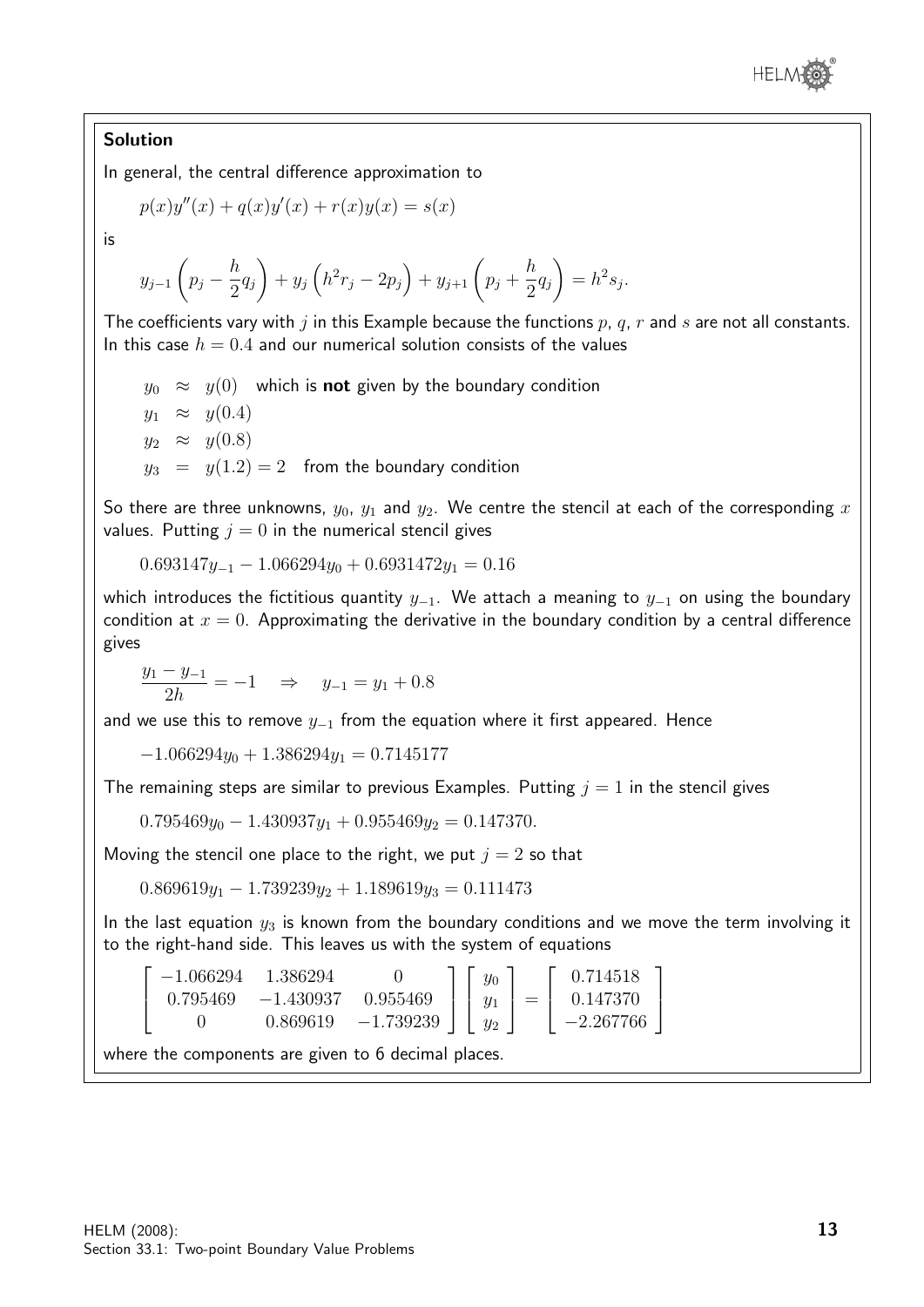**Solution**

In general, the central difference approximation to

$$p(x)y''(x) + q(x)y'(x) + r(x)y(x) = s(x)$$

is

$$y_{j-1}\left(p_j - \frac{h}{2}q_j\right) + y_j\left(h^2 r_j - 2p_j\right) + y_{j+1}\left(p_j + \frac{h}{2}q_j\right) = h^2 s_j.$$

The coefficients vary with $j$ in this Example because the functions $p$, $q$, $r$ and $s$ are not all constants. In this case $h = 0.4$ and our numerical solution consists of the values

$$\begin{aligned}
y_0 &\approx y(0) \quad \text{which is } \textbf{not} \text{ given by the boundary condition}\\
y_1 &\approx y(0.4)\\
y_2 &\approx y(0.8)\\
y_3 &= y(1.2) = 2 \quad \text{from the boundary condition}
\end{aligned}$$

So there are three unknowns, $y_0$, $y_1$ and $y_2$. We centre the stencil at each of the corresponding $x$ values. Putting $j = 0$ in the numerical stencil gives

$$0.693147y_{-1} - 1.066294y_0 + 0.6931472y_1 = 0.16$$

which introduces the fictitious quantity $y_{-1}$. We attach a meaning to $y_{-1}$ on using the boundary condition at $x = 0$. Approximating the derivative in the boundary condition by a central difference gives

$$\frac{y_1 - y_{-1}}{2h} = -1 \quad \Rightarrow \quad y_{-1} = y_1 + 0.8$$

and we use this to remove $y_{-1}$ from the equation where it first appeared. Hence

$$-1.066294y_0 + 1.386294y_1 = 0.7145177$$

The remaining steps are similar to previous Examples. Putting $j = 1$ in the stencil gives

$$0.795469y_0 - 1.430937y_1 + 0.955469y_2 = 0.147370.$$

Moving the stencil one place to the right, we put $j = 2$ so that

$$0.869619y_1 - 1.739239y_2 + 1.189619y_3 = 0.111473$$

In the last equation $y_3$ is known from the boundary conditions and we move the term involving it to the right-hand side. This leaves us with the system of equations

$$\begin{bmatrix} -1.066294 & 1.386294 & 0 \\ 0.795469 & -1.430937 & 0.955469 \\ 0 & 0.869619 & -1.739239 \end{bmatrix} \begin{bmatrix} y_0 \\ y_1 \\ y_2 \end{bmatrix} = \begin{bmatrix} 0.714518 \\ 0.147370 \\ -2.267766 \end{bmatrix}$$

where the components are given to 6 decimal places.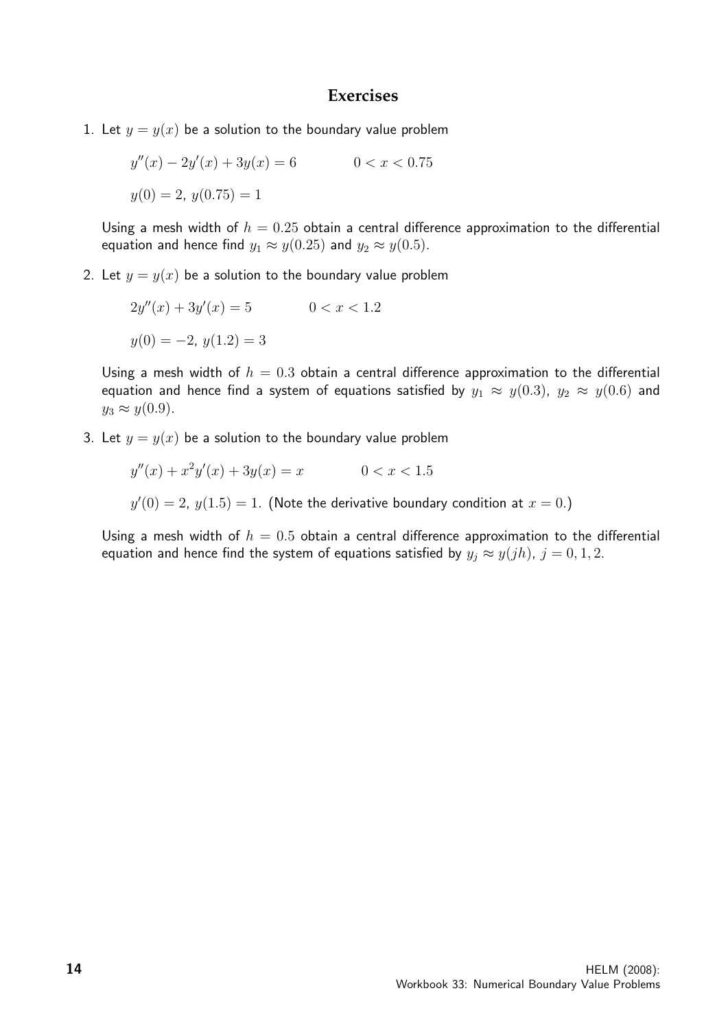## Exercises

1. Let $y = y(x)$ be a solution to the boundary value problem

   $$y''(x) - 2y'(x) + 3y(x) = 6 \qquad 0 < x < 0.75$$

   $$y(0) = 2,\; y(0.75) = 1$$

   Using a mesh width of $h = 0.25$ obtain a central difference approximation to the differential equation and hence find $y_1 \approx y(0.25)$ and $y_2 \approx y(0.5)$.

2. Let $y = y(x)$ be a solution to the boundary value problem

   $$2y''(x) + 3y'(x) = 5 \qquad 0 < x < 1.2$$

   $$y(0) = -2,\; y(1.2) = 3$$

   Using a mesh width of $h = 0.3$ obtain a central difference approximation to the differential equation and hence find a system of equations satisfied by $y_1 \approx y(0.3)$, $y_2 \approx y(0.6)$ and $y_3 \approx y(0.9)$.

3. Let $y = y(x)$ be a solution to the boundary value problem

   $$y''(x) + x^2 y'(x) + 3y(x) = x \qquad 0 < x < 1.5$$

   $y'(0) = 2,\; y(1.5) = 1.$ (Note the derivative boundary condition at $x = 0$.)

   Using a mesh width of $h = 0.5$ obtain a central difference approximation to the differential equation and hence find the system of equations satisfied by $y_j \approx y(jh)$, $j = 0, 1, 2$.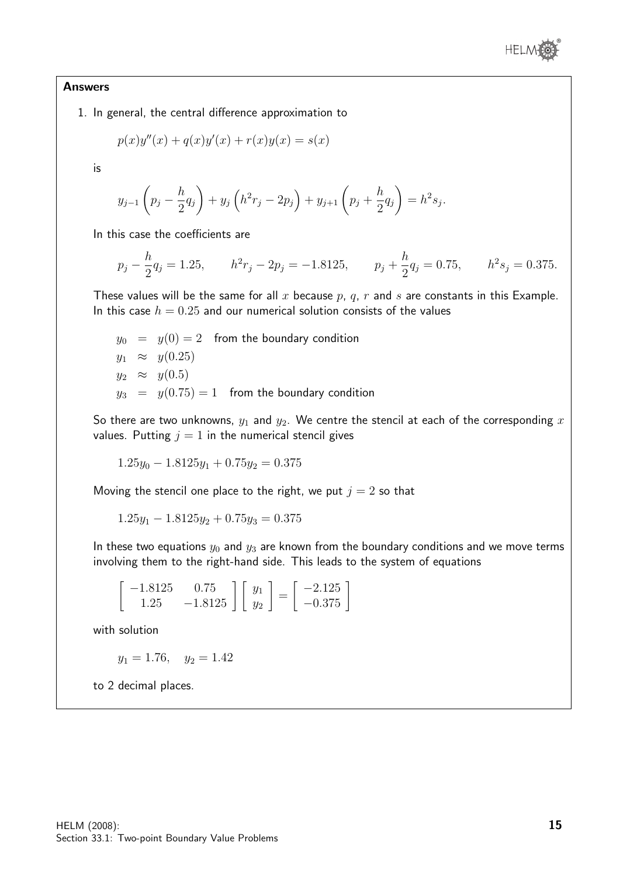**Answers**

1. In general, the central difference approximation to

$$p(x)y''(x) + q(x)y'(x) + r(x)y(x) = s(x)$$

is

$$y_{j-1}\left(p_j - \frac{h}{2}q_j\right) + y_j\left(h^2 r_j - 2p_j\right) + y_{j+1}\left(p_j + \frac{h}{2}q_j\right) = h^2 s_j.$$

In this case the coefficients are

$$p_j - \frac{h}{2}q_j = 1.25, \qquad h^2 r_j - 2p_j = -1.8125, \qquad p_j + \frac{h}{2}q_j = 0.75, \qquad h^2 s_j = 0.375.$$

These values will be the same for all $x$ because $p$, $q$, $r$ and $s$ are constants in this Example. In this case $h = 0.25$ and our numerical solution consists of the values

$$\begin{aligned} y_0 &= y(0) = 2 \quad \text{from the boundary condition} \\ y_1 &\approx y(0.25) \\ y_2 &\approx y(0.5) \\ y_3 &= y(0.75) = 1 \quad \text{from the boundary condition} \end{aligned}$$

So there are two unknowns, $y_1$ and $y_2$. We centre the stencil at each of the corresponding $x$ values. Putting $j = 1$ in the numerical stencil gives

$$1.25y_0 - 1.8125y_1 + 0.75y_2 = 0.375$$

Moving the stencil one place to the right, we put $j = 2$ so that

$$1.25y_1 - 1.8125y_2 + 0.75y_3 = 0.375$$

In these two equations $y_0$ and $y_3$ are known from the boundary conditions and we move terms involving them to the right-hand side. This leads to the system of equations

$$\begin{bmatrix} -1.8125 & 0.75 \\ 1.25 & -1.8125 \end{bmatrix} \begin{bmatrix} y_1 \\ y_2 \end{bmatrix} = \begin{bmatrix} -2.125 \\ -0.375 \end{bmatrix}$$

with solution

$$y_1 = 1.76, \quad y_2 = 1.42$$

to 2 decimal places.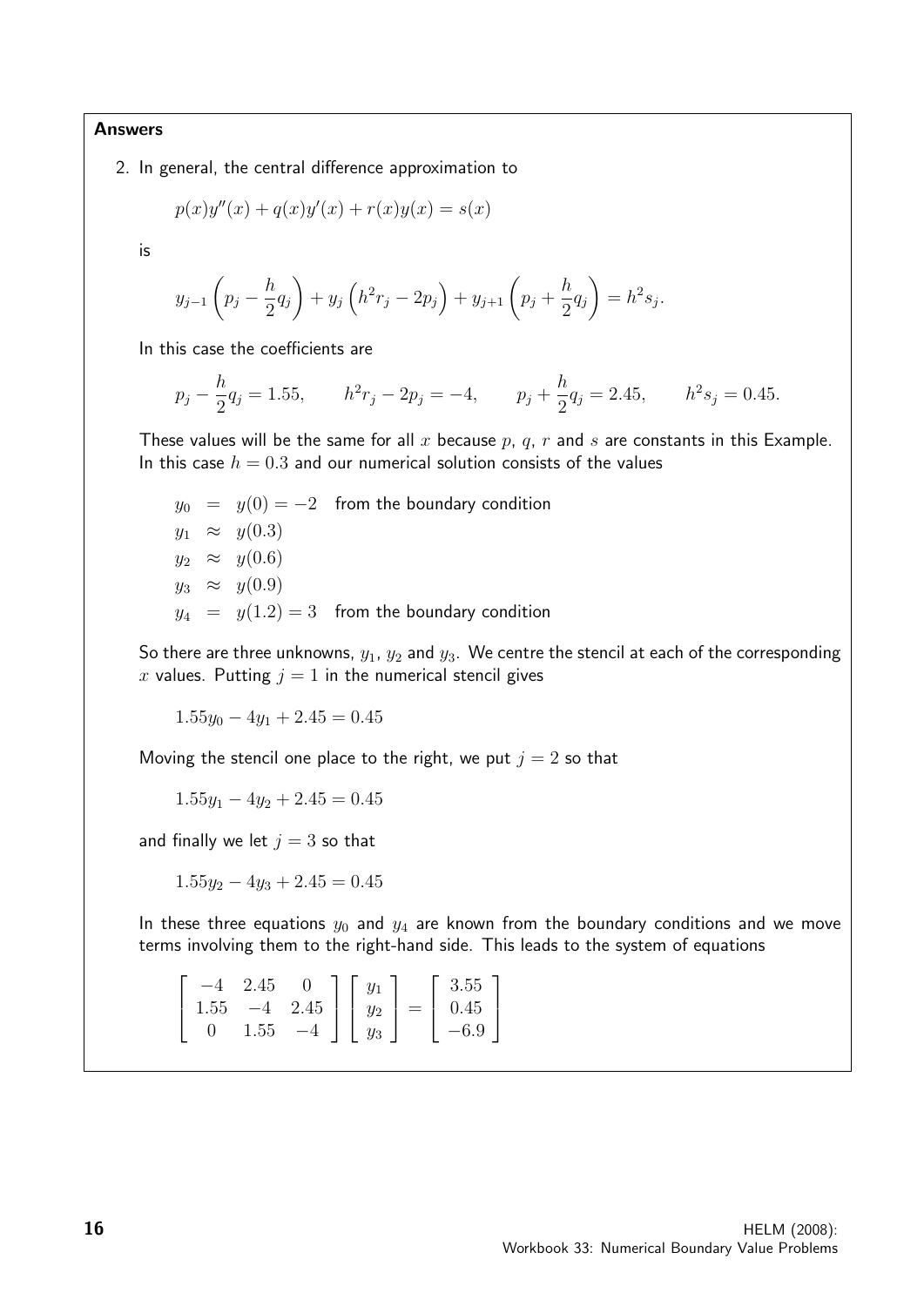**Answers**

2. In general, the central difference approximation to

$$p(x)y''(x) + q(x)y'(x) + r(x)y(x) = s(x)$$

is

$$y_{j-1}\left(p_j - \frac{h}{2}q_j\right) + y_j\left(h^2 r_j - 2p_j\right) + y_{j+1}\left(p_j + \frac{h}{2}q_j\right) = h^2 s_j.$$

In this case the coefficients are

$$p_j - \frac{h}{2}q_j = 1.55, \qquad h^2 r_j - 2p_j = -4, \qquad p_j + \frac{h}{2}q_j = 2.45, \qquad h^2 s_j = 0.45.$$

These values will be the same for all $x$ because $p$, $q$, $r$ and $s$ are constants in this Example. In this case $h = 0.3$ and our numerical solution consists of the values

$$\begin{aligned}
y_0 &= y(0) = -2 \quad \text{from the boundary condition}\\
y_1 &\approx y(0.3)\\
y_2 &\approx y(0.6)\\
y_3 &\approx y(0.9)\\
y_4 &= y(1.2) = 3 \quad \text{from the boundary condition}
\end{aligned}$$

So there are three unknowns, $y_1$, $y_2$ and $y_3$. We centre the stencil at each of the corresponding $x$ values. Putting $j = 1$ in the numerical stencil gives

$$1.55y_0 - 4y_1 + 2.45 = 0.45$$

Moving the stencil one place to the right, we put $j = 2$ so that

$$1.55y_1 - 4y_2 + 2.45 = 0.45$$

and finally we let $j = 3$ so that

$$1.55y_2 - 4y_3 + 2.45 = 0.45$$

In these three equations $y_0$ and $y_4$ are known from the boundary conditions and we move terms involving them to the right-hand side. This leads to the system of equations

$$\begin{bmatrix} -4 & 2.45 & 0 \\ 1.55 & -4 & 2.45 \\ 0 & 1.55 & -4 \end{bmatrix} \begin{bmatrix} y_1 \\ y_2 \\ y_3 \end{bmatrix} = \begin{bmatrix} 3.55 \\ 0.45 \\ -6.9 \end{bmatrix}$$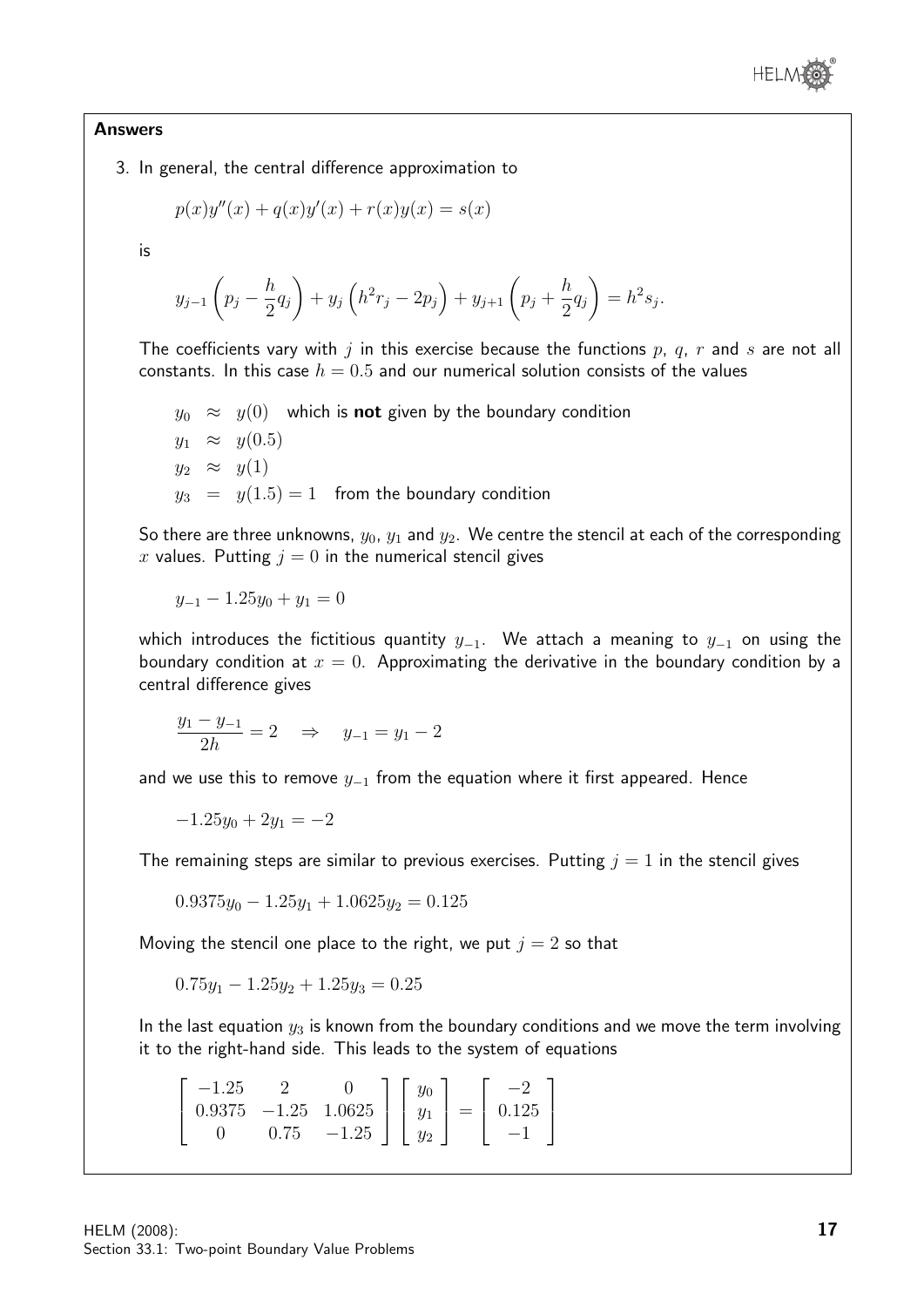**Answers**

3. In general, the central difference approximation to

$$p(x)y''(x) + q(x)y'(x) + r(x)y(x) = s(x)$$

is

$$y_{j-1}\left(p_j - \frac{h}{2}q_j\right) + y_j\left(h^2 r_j - 2p_j\right) + y_{j+1}\left(p_j + \frac{h}{2}q_j\right) = h^2 s_j.$$

The coefficients vary with $j$ in this exercise because the functions $p$, $q$, $r$ and $s$ are not all constants. In this case $h = 0.5$ and our numerical solution consists of the values

$$\begin{aligned} y_0 &\approx y(0) \quad \text{which is } \textbf{not} \text{ given by the boundary condition} \\ y_1 &\approx y(0.5) \\ y_2 &\approx y(1) \\ y_3 &= y(1.5) = 1 \quad \text{from the boundary condition} \end{aligned}$$

So there are three unknowns, $y_0$, $y_1$ and $y_2$. We centre the stencil at each of the corresponding $x$ values. Putting $j = 0$ in the numerical stencil gives

$$y_{-1} - 1.25y_0 + y_1 = 0$$

which introduces the fictitious quantity $y_{-1}$. We attach a meaning to $y_{-1}$ on using the boundary condition at $x = 0$. Approximating the derivative in the boundary condition by a central difference gives

$$\frac{y_1 - y_{-1}}{2h} = 2 \quad \Rightarrow \quad y_{-1} = y_1 - 2$$

and we use this to remove $y_{-1}$ from the equation where it first appeared. Hence

$$-1.25y_0 + 2y_1 = -2$$

The remaining steps are similar to previous exercises. Putting $j = 1$ in the stencil gives

$$0.9375y_0 - 1.25y_1 + 1.0625y_2 = 0.125$$

Moving the stencil one place to the right, we put $j = 2$ so that

$$0.75y_1 - 1.25y_2 + 1.25y_3 = 0.25$$

In the last equation $y_3$ is known from the boundary conditions and we move the term involving it to the right-hand side. This leads to the system of equations

$$\begin{bmatrix} -1.25 & 2 & 0 \\ 0.9375 & -1.25 & 1.0625 \\ 0 & 0.75 & -1.25 \end{bmatrix} \begin{bmatrix} y_0 \\ y_1 \\ y_2 \end{bmatrix} = \begin{bmatrix} -2 \\ 0.125 \\ -1 \end{bmatrix}$$